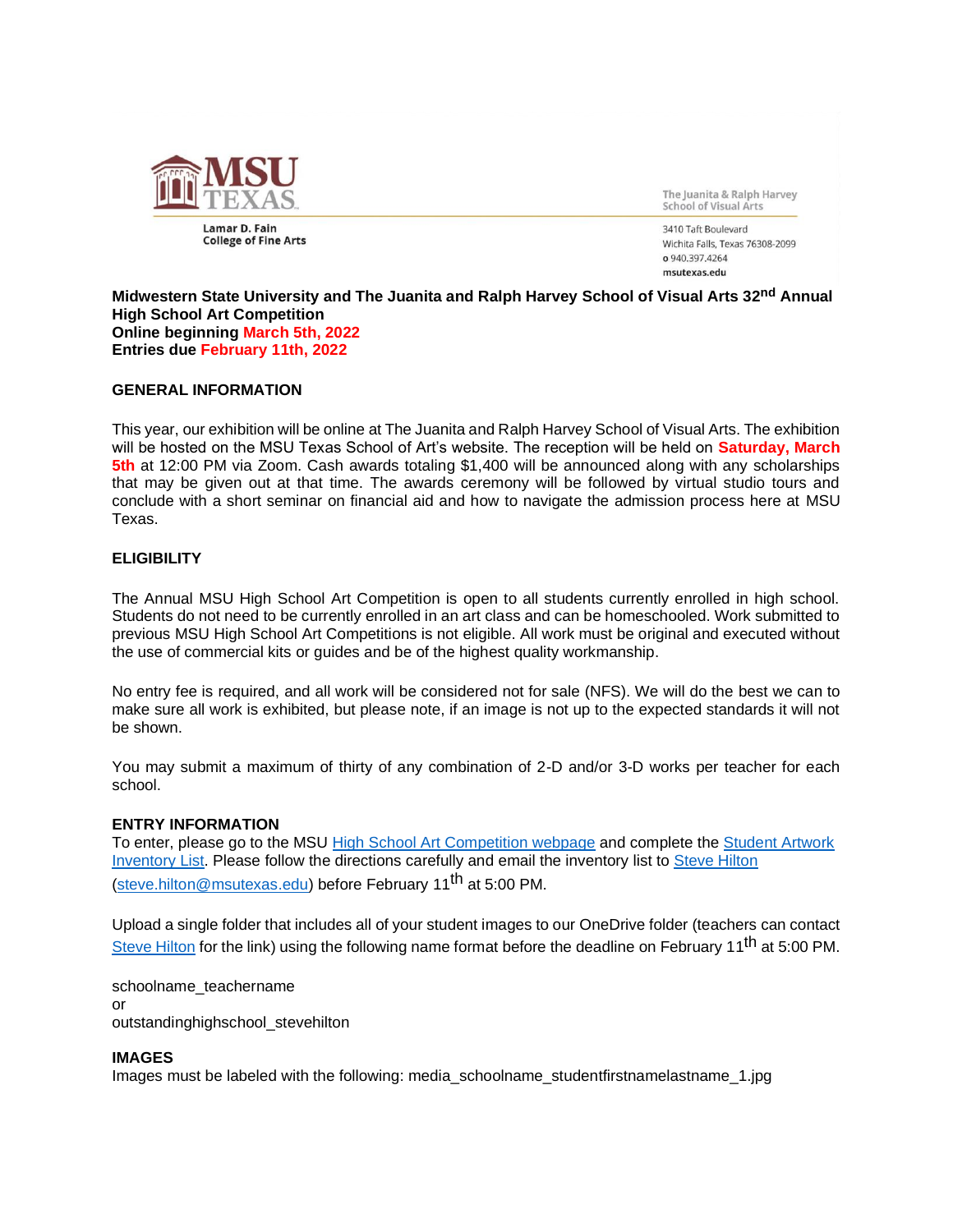MSU TEXAS

Lamar D. Fain College of Fine Arts

The Juanita & Ralph Harvey School of Visual Arts

3410 Taft Boulevard
Wichita Falls, Texas 76308-2099
o 940.397.4264
msutexas.edu

**Midwestern State University and The Juanita and Ralph Harvey School of Visual Arts 32nd Annual High School Art Competition**
**Online beginning March 5th, 2022**
**Entries due February 11th, 2022**

## GENERAL INFORMATION

This year, our exhibition will be online at The Juanita and Ralph Harvey School of Visual Arts. The exhibition will be hosted on the MSU Texas School of Art's website. The reception will be held on **Saturday, March 5th** at 12:00 PM via Zoom. Cash awards totaling $1,400 will be announced along with any scholarships that may be given out at that time. The awards ceremony will be followed by virtual studio tours and conclude with a short seminar on financial aid and how to navigate the admission process here at MSU Texas.

## ELIGIBILITY

The Annual MSU High School Art Competition is open to all students currently enrolled in high school. Students do not need to be currently enrolled in an art class and can be homeschooled. Work submitted to previous MSU High School Art Competitions is not eligible. All work must be original and executed without the use of commercial kits or guides and be of the highest quality workmanship.

No entry fee is required, and all work will be considered not for sale (NFS). We will do the best we can to make sure all work is exhibited, but please note, if an image is not up to the expected standards it will not be shown.

You may submit a maximum of thirty of any combination of 2-D and/or 3-D works per teacher for each school.

## ENTRY INFORMATION

To enter, please go to the MSU High School Art Competition webpage and complete the Student Artwork Inventory List. Please follow the directions carefully and email the inventory list to Steve Hilton (steve.hilton@msutexas.edu) before February 11th at 5:00 PM.

Upload a single folder that includes all of your student images to our OneDrive folder (teachers can contact Steve Hilton for the link) using the following name format before the deadline on February 11th at 5:00 PM.

schoolname_teachername
or
outstandinghighschool_stevehilton

## IMAGES

Images must be labeled with the following: media_schoolname_studentfirstnamelastname_1.jpg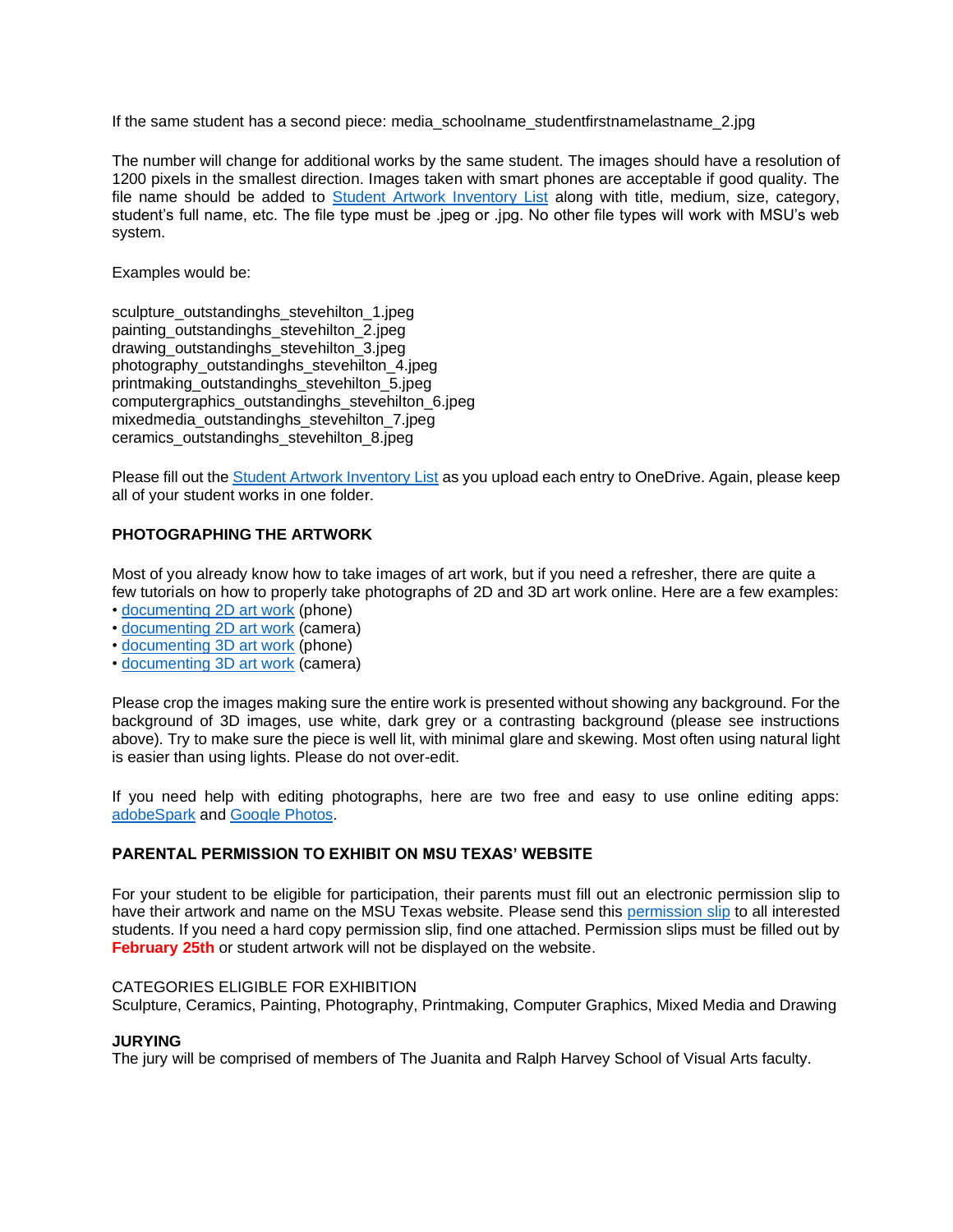If the same student has a second piece: media_schoolname_studentfirstnamelastname_2.jpg

The number will change for additional works by the same student. The images should have a resolution of 1200 pixels in the smallest direction. Images taken with smart phones are acceptable if good quality. The file name should be added to Student Artwork Inventory List along with title, medium, size, category, student's full name, etc. The file type must be .jpeg or .jpg. No other file types will work with MSU's web system.

Examples would be:

sculpture_outstandinghs_stevehilton_1.jpeg
painting_outstandinghs_stevehilton_2.jpeg
drawing_outstandinghs_stevehilton_3.jpeg
photography_outstandinghs_stevehilton_4.jpeg
printmaking_outstandinghs_stevehilton_5.jpeg
computergraphics_outstandinghs_stevehilton_6.jpeg
mixedmedia_outstandinghs_stevehilton_7.jpeg
ceramics_outstandinghs_stevehilton_8.jpeg

Please fill out the Student Artwork Inventory List as you upload each entry to OneDrive. Again, please keep all of your student works in one folder.

**PHOTOGRAPHING THE ARTWORK**

Most of you already know how to take images of art work, but if you need a refresher, there are quite a few tutorials on how to properly take photographs of 2D and 3D art work online. Here are a few examples:

- documenting 2D art work (phone)
- documenting 2D art work (camera)
- documenting 3D art work (phone)
- documenting 3D art work (camera)

Please crop the images making sure the entire work is presented without showing any background. For the background of 3D images, use white, dark grey or a contrasting background (please see instructions above). Try to make sure the piece is well lit, with minimal glare and skewing. Most often using natural light is easier than using lights. Please do not over-edit.

If you need help with editing photographs, here are two free and easy to use online editing apps: adobeSpark and Google Photos.

**PARENTAL PERMISSION TO EXHIBIT ON MSU TEXAS' WEBSITE**

For your student to be eligible for participation, their parents must fill out an electronic permission slip to have their artwork and name on the MSU Texas website. Please send this permission slip to all interested students. If you need a hard copy permission slip, find one attached. Permission slips must be filled out by **February 25th** or student artwork will not be displayed on the website.

CATEGORIES ELIGIBLE FOR EXHIBITION
Sculpture, Ceramics, Painting, Photography, Printmaking, Computer Graphics, Mixed Media and Drawing

**JURYING**
The jury will be comprised of members of The Juanita and Ralph Harvey School of Visual Arts faculty.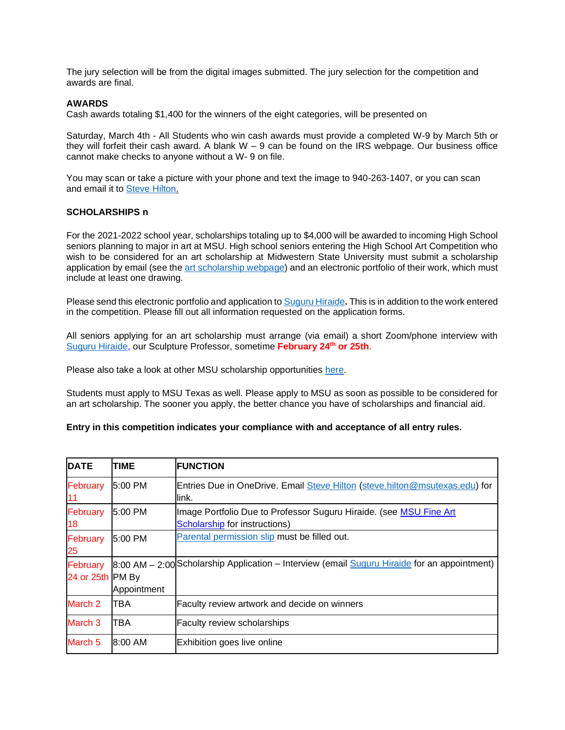The jury selection will be from the digital images submitted. The jury selection for the competition and awards are final.

**AWARDS**
Cash awards totaling $1,400 for the winners of the eight categories, will be presented on

Saturday, March 4th - All Students who win cash awards must provide a completed W-9 by March 5th or they will forfeit their cash award. A blank W – 9 can be found on the IRS webpage. Our business office cannot make checks to anyone without a W- 9 on file.

You may scan or take a picture with your phone and text the image to 940-263-1407, or you can scan and email it to Steve Hilton.

**SCHOLARSHIPS n**

For the 2021-2022 school year, scholarships totaling up to $4,000 will be awarded to incoming High School seniors planning to major in art at MSU. High school seniors entering the High School Art Competition who wish to be considered for an art scholarship at Midwestern State University must submit a scholarship application by email (see the art scholarship webpage) and an electronic portfolio of their work, which must include at least one drawing.

Please send this electronic portfolio and application to Suguru Hiraide**.** This is in addition to the work entered in the competition. Please fill out all information requested on the application forms.

All seniors applying for an art scholarship must arrange (via email) a short Zoom/phone interview with Suguru Hiraide, our Sculpture Professor, sometime **February 24th or 25th**.

Please also take a look at other MSU scholarship opportunities here.

Students must apply to MSU Texas as well. Please apply to MSU as soon as possible to be considered for an art scholarship. The sooner you apply, the better chance you have of scholarships and financial aid.

**Entry in this competition indicates your compliance with and acceptance of all entry rules.**

| DATE | TIME | FUNCTION |
|---|---|---|
| February 11 | 5:00 PM | Entries Due in OneDrive. Email Steve Hilton (steve.hilton@msutexas.edu) for link. |
| February 18 | 5:00 PM | Image Portfolio Due to Professor Suguru Hiraide. (see MSU Fine Art Scholarship for instructions) |
| February 25 | 5:00 PM | Parental permission slip must be filled out. |
| February 24 or 25th | 8:00 AM – 2:00 PM By Appointment | Scholarship Application – Interview (email Suguru Hiraide for an appointment) |
| March 2 | TBA | Faculty review artwork and decide on winners |
| March 3 | TBA | Faculty review scholarships |
| March 5 | 8:00 AM | Exhibition goes live online |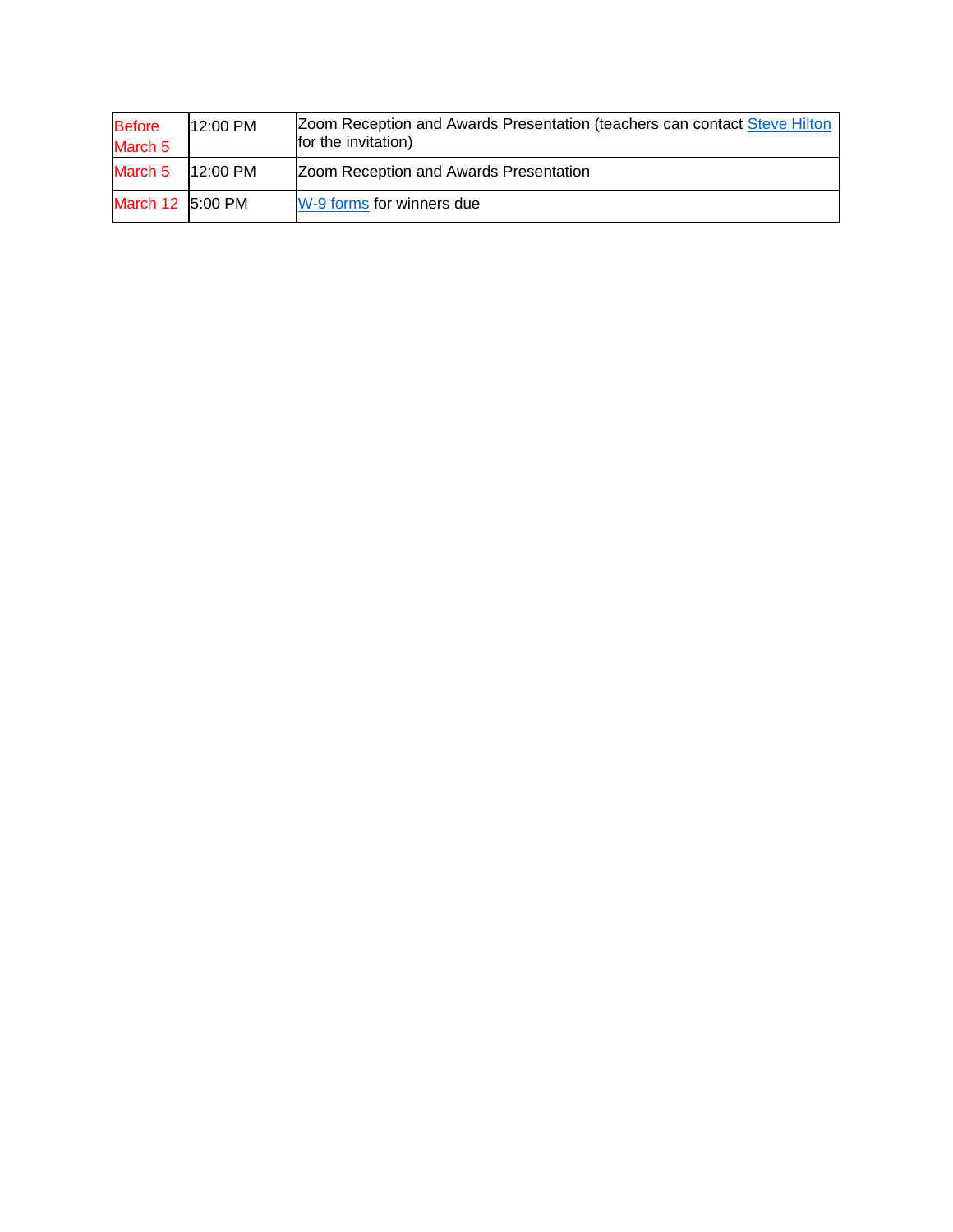| | | |
|---|---|---|
| Before March 5 | 12:00 PM | Zoom Reception and Awards Presentation (teachers can contact Steve Hilton for the invitation) |
| March 5 | 12:00 PM | Zoom Reception and Awards Presentation |
| March 12 | 5:00 PM | W-9 forms for winners due |